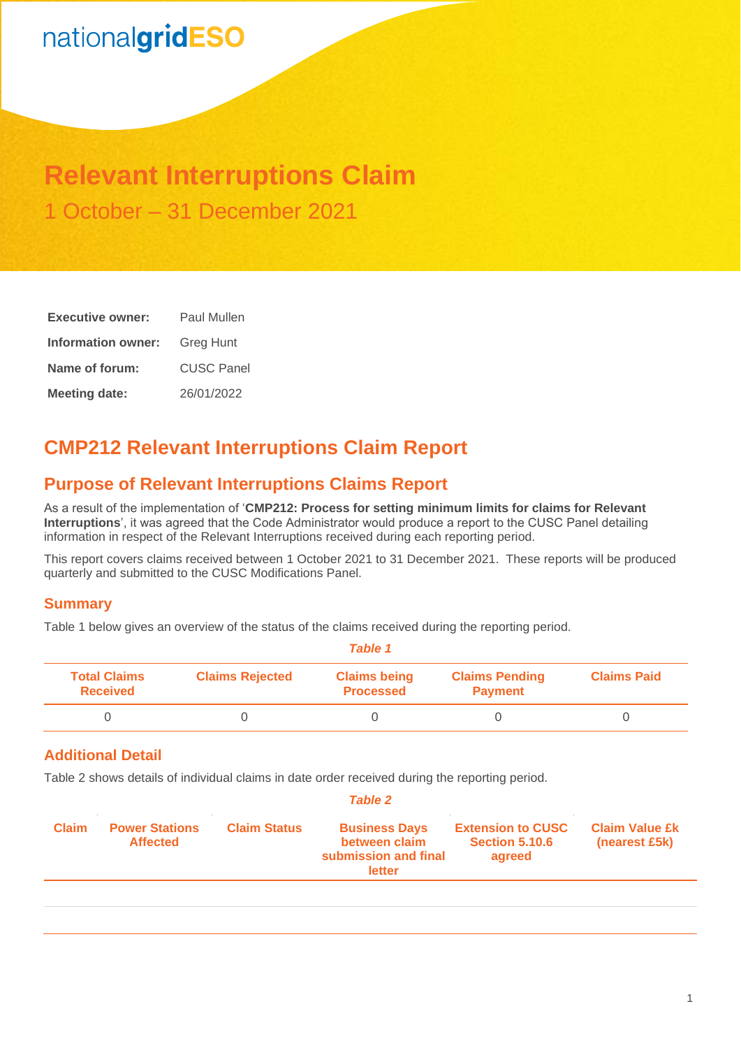nationalgridESO

# Relevant Interruptions Claim

1 October – 31 December 2021

| | |
|---|---|
| **Executive owner:** | Paul Mullen |
| **Information owner:** | Greg Hunt |
| **Name of forum:** | CUSC Panel |
| **Meeting date:** | 26/01/2022 |

## CMP212 Relevant Interruptions Claim Report

## Purpose of Relevant Interruptions Claims Report

As a result of the implementation of '**CMP212: Process for setting minimum limits for claims for Relevant Interruptions**', it was agreed that the Code Administrator would produce a report to the CUSC Panel detailing information in respect of the Relevant Interruptions received during each reporting period.

This report covers claims received between 1 October 2021 to 31 December 2021. These reports will be produced quarterly and submitted to the CUSC Modifications Panel.

### Summary

Table 1 below gives an overview of the status of the claims received during the reporting period.

*Table 1*

| Total Claims Received | Claims Rejected | Claims being Processed | Claims Pending Payment | Claims Paid |
|---|---|---|---|---|
| 0 | 0 | 0 | 0 | 0 |

### Additional Detail

Table 2 shows details of individual claims in date order received during the reporting period.

*Table 2*

| Claim | Power Stations Affected | Claim Status | Business Days between claim submission and final letter | Extension to CUSC Section 5.10.6 agreed | Claim Value £k (nearest £5k) |
|---|---|---|---|---|---|
| | | | | | |
| | | | | | |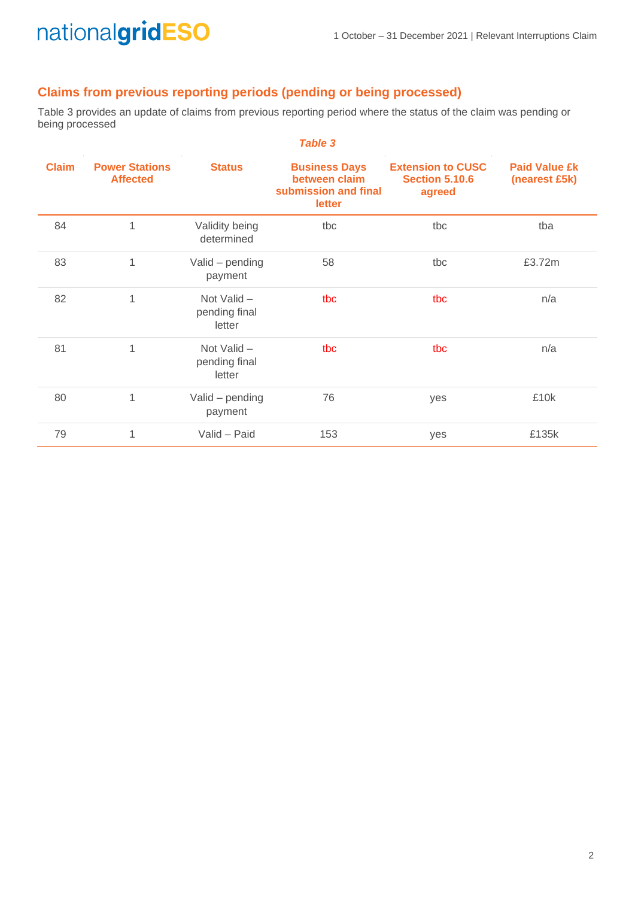## Claims from previous reporting periods (pending or being processed)

Table 3 provides an update of claims from previous reporting period where the status of the claim was pending or being processed

*Table 3*

| Claim | Power Stations Affected | Status | Business Days between claim submission and final letter | Extension to CUSC Section 5.10.6 agreed | Paid Value £k (nearest £5k) |
|---|---|---|---|---|---|
| 84 | 1 | Validity being determined | tbc | tbc | tba |
| 83 | 1 | Valid – pending payment | 58 | tbc | £3.72m |
| 82 | 1 | Not Valid – pending final letter | tbc | tbc | n/a |
| 81 | 1 | Not Valid – pending final letter | tbc | tbc | n/a |
| 80 | 1 | Valid – pending payment | 76 | yes | £10k |
| 79 | 1 | Valid – Paid | 153 | yes | £135k |